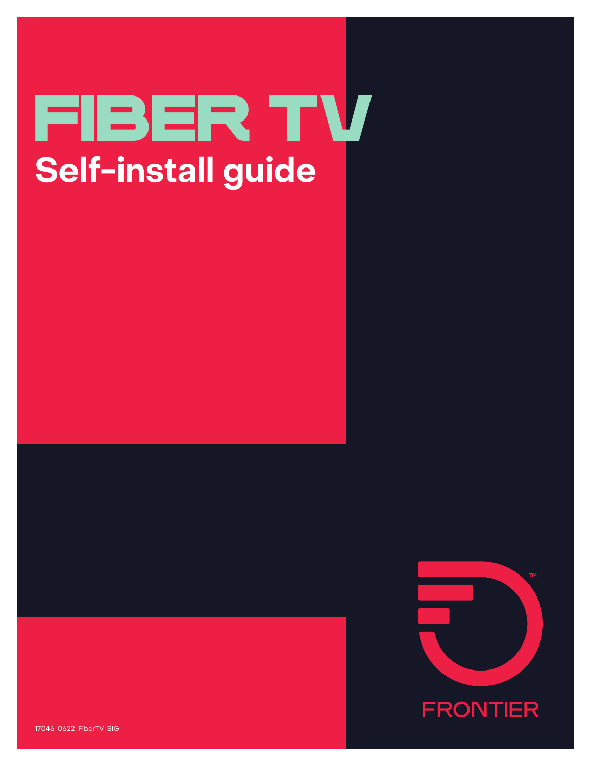# FIBER TV

## Self-install guide

FRONTIER™

17046_0622_FiberTV_SIG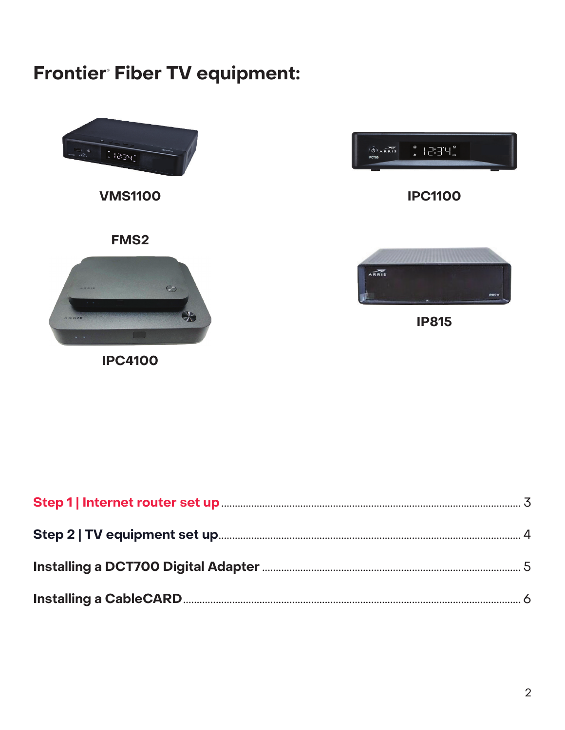# Frontier® Fiber TV equipment:

VMS1100

IPC1100

FMS2

IPC4100

IP815

**Step 1 | Internet router set up** ........................................................................ 3

**Step 2 | TV equipment set up** ........................................................................ 4

**Installing a DCT700 Digital Adapter** ........................................................................ 5

**Installing a CableCARD** ........................................................................ 6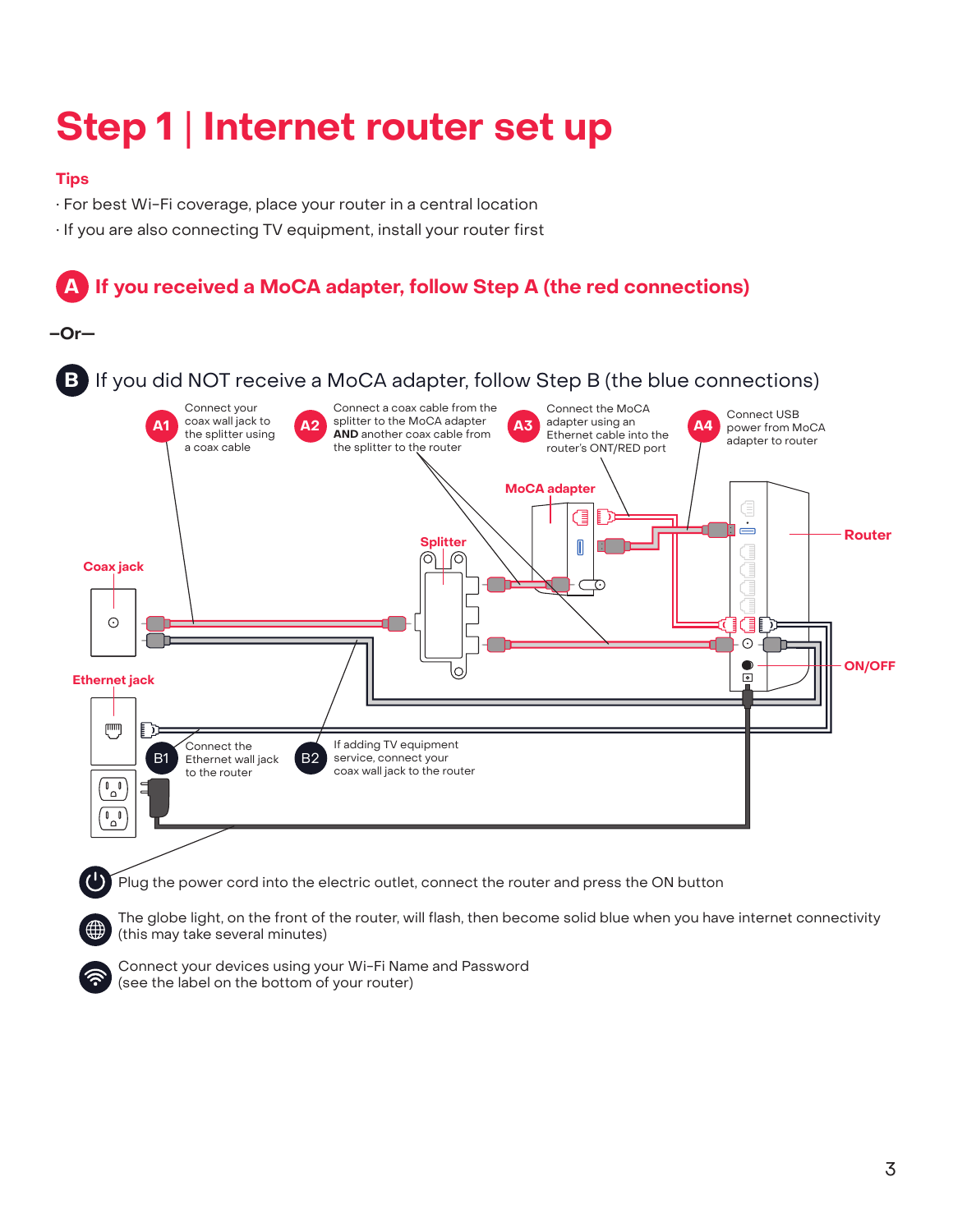# Step 1 | Internet router set up

**Tips**

- For best Wi-Fi coverage, place your router in a central location
- If you are also connecting TV equipment, install your router first

## A If you received a MoCA adapter, follow Step A (the red connections)

–Or–

## B If you did NOT receive a MoCA adapter, follow Step B (the blue connections)

**A1** Connect your coax wall jack to the splitter using a coax cable

**A2** Connect a coax cable from the splitter to the MoCA adapter **AND** another coax cable from the splitter to the router

**A3** Connect the MoCA adapter using an Ethernet cable into the router's ONT/RED port

**A4** Connect USB power from MoCA adapter to router

MoCA adapter

Router

Splitter

Coax jack

ON/OFF

Ethernet jack

**B1** Connect the Ethernet wall jack to the router

**B2** If adding TV equipment service, connect your coax wall jack to the router

Plug the power cord into the electric outlet, connect the router and press the ON button

The globe light, on the front of the router, will flash, then become solid blue when you have internet connectivity (this may take several minutes)

Connect your devices using your Wi-Fi Name and Password (see the label on the bottom of your router)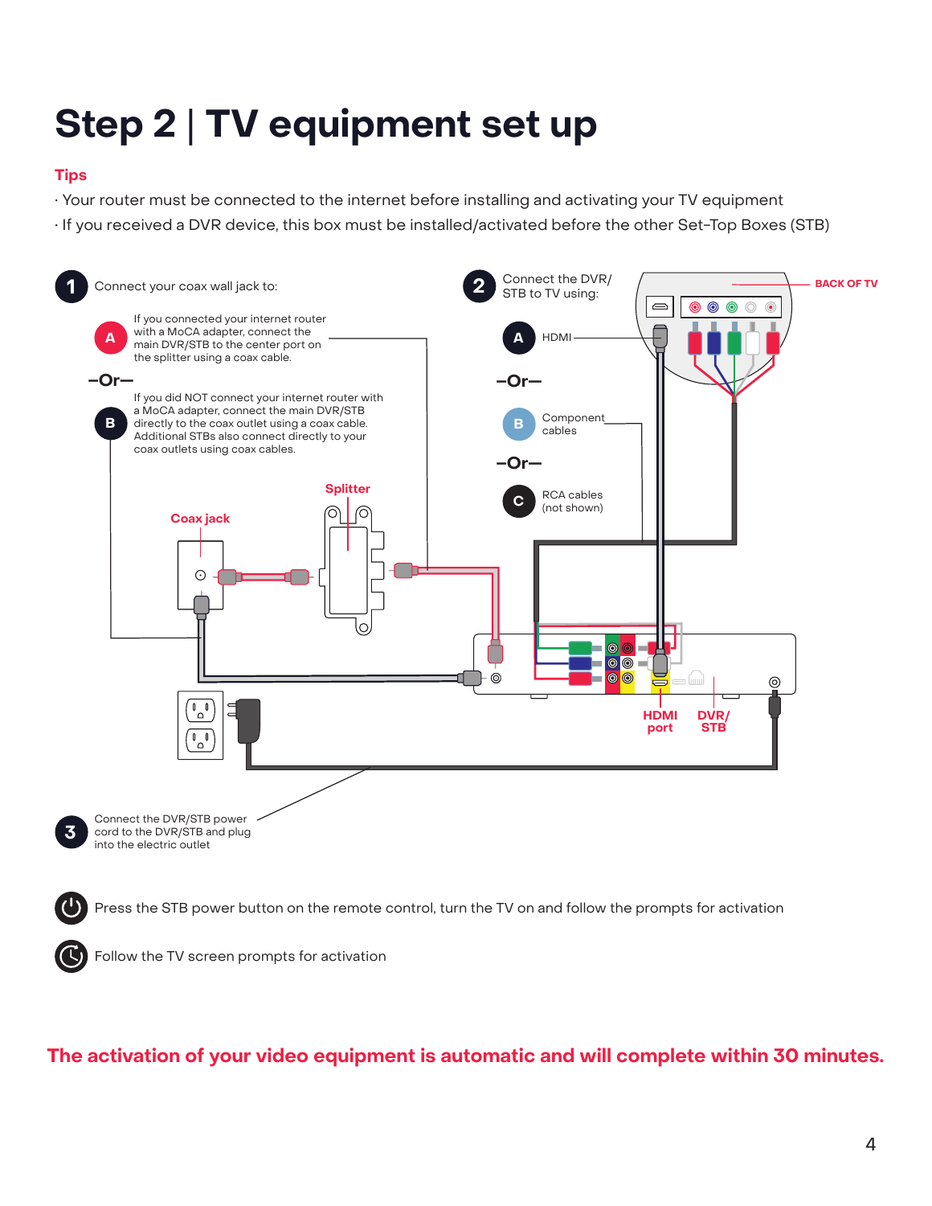# Step 2 | TV equipment set up

**Tips**

- Your router must be connected to the internet before installing and activating your TV equipment
- If you received a DVR device, this box must be installed/activated before the other Set-Top Boxes (STB)

**1** Connect your coax wall jack to:

**A** If you connected your internet router with a MoCA adapter, connect the main DVR/STB to the center port on the splitter using a coax cable.

**–Or–**

**B** If you did NOT connect your internet router with a MoCA adapter, connect the main DVR/STB directly to the coax outlet using a coax cable. Additional STBs also connect directly to your coax outlets using coax cables.

**2** Connect the DVR/STB to TV using:

**A** HDMI

**–Or–**

**B** Component cables

**–Or–**

**C** RCA cables (not shown)

Splitter

Coax jack

BACK OF TV

HDMI port

DVR/STB

**3** Connect the DVR/STB power cord to the DVR/STB and plug into the electric outlet

Press the STB power button on the remote control, turn the TV on and follow the prompts for activation

Follow the TV screen prompts for activation

**The activation of your video equipment is automatic and will complete within 30 minutes.**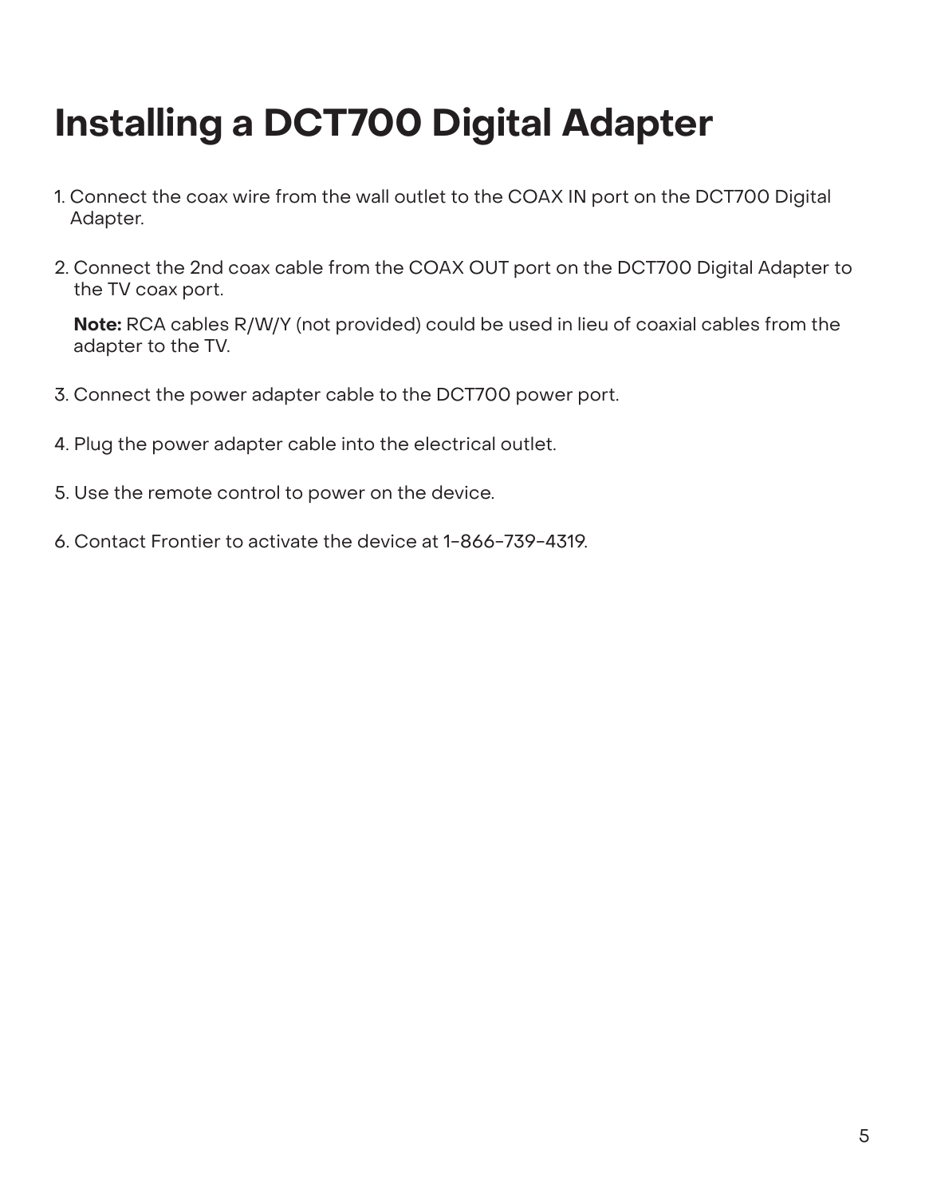# Installing a DCT700 Digital Adapter

1. Connect the coax wire from the wall outlet to the COAX IN port on the DCT700 Digital Adapter.

2. Connect the 2nd coax cable from the COAX OUT port on the DCT700 Digital Adapter to the TV coax port.

   **Note:** RCA cables R/W/Y (not provided) could be used in lieu of coaxial cables from the adapter to the TV.

3. Connect the power adapter cable to the DCT700 power port.

4. Plug the power adapter cable into the electrical outlet.

5. Use the remote control to power on the device.

6. Contact Frontier to activate the device at 1-866-739-4319.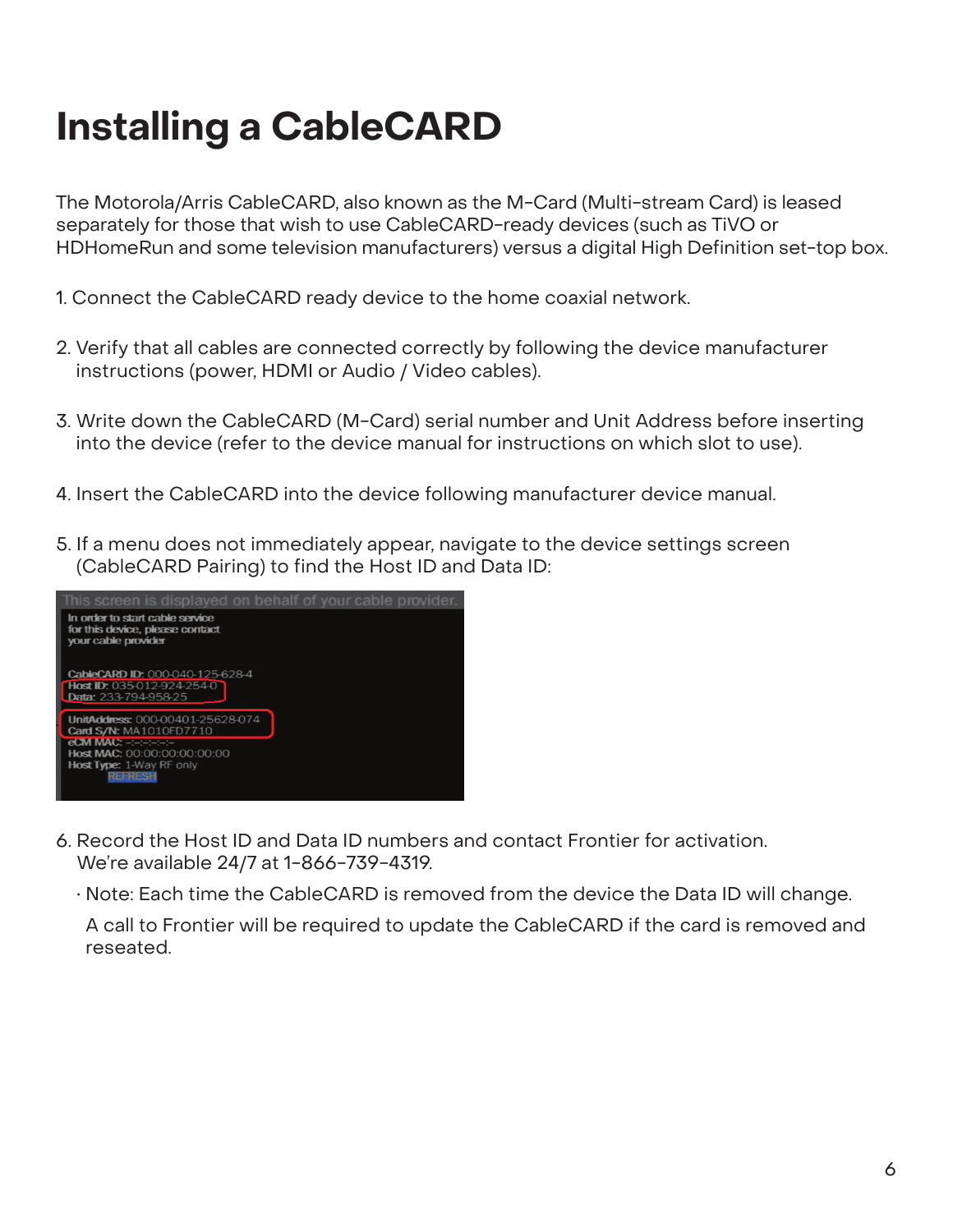# Installing a CableCARD

The Motorola/Arris CableCARD, also known as the M-Card (Multi-stream Card) is leased separately for those that wish to use CableCARD-ready devices (such as TiVO or HDHomeRun and some television manufacturers) versus a digital High Definition set-top box.

1. Connect the CableCARD ready device to the home coaxial network.

2. Verify that all cables are connected correctly by following the device manufacturer instructions (power, HDMI or Audio / Video cables).

3. Write down the CableCARD (M-Card) serial number and Unit Address before inserting into the device (refer to the device manual for instructions on which slot to use).

4. Insert the CableCARD into the device following manufacturer device manual.

5. If a menu does not immediately appear, navigate to the device settings screen (CableCARD Pairing) to find the Host ID and Data ID:

This screen is displayed on behalf of your cable provider.

In order to start cable service
for this device, please contact
your cable provider

CableCARD ID: 000-040-125-628-4
Host ID: 035-012-924-254-0
Data: 233-794-958-25

UnitAddress: 000-00401-25628-074
Card S/N: MA1010FD7710
eCM MAC: --:--:--:--:--:--
Host MAC: 00:00:00:00:00:00
Host Type: 1-Way RF only
REFRESH

6. Record the Host ID and Data ID numbers and contact Frontier for activation. We're available 24/7 at 1-866-739-4319.

   · Note: Each time the CableCARD is removed from the device the Data ID will change.

   A call to Frontier will be required to update the CableCARD if the card is removed and reseated.